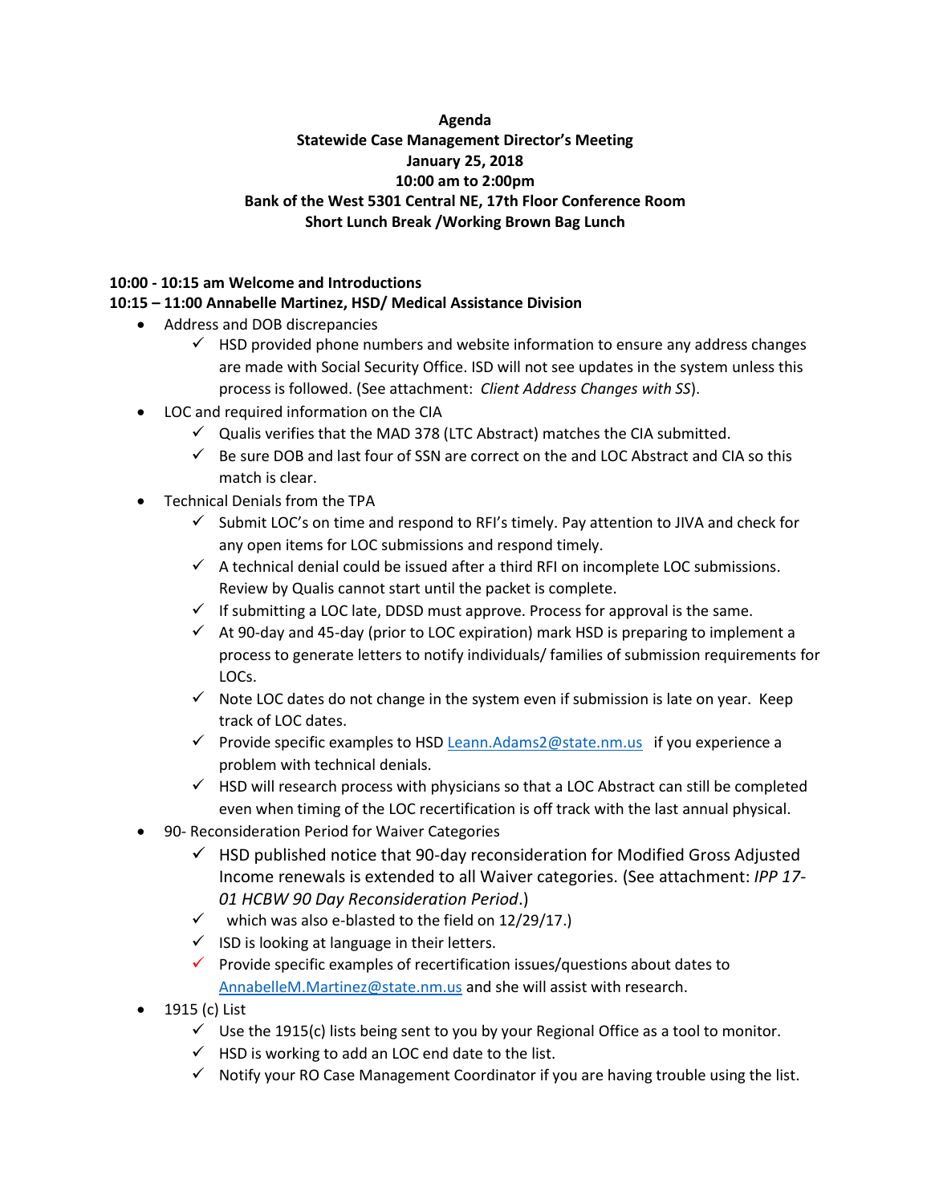**Agenda**
**Statewide Case Management Director's Meeting**
**January 25, 2018**
**10:00 am to 2:00pm**
**Bank of the West 5301 Central NE, 17th Floor Conference Room**
**Short Lunch Break /Working Brown Bag Lunch**

**10:00 - 10:15 am Welcome and Introductions**

**10:15 – 11:00 Annabelle Martinez, HSD/ Medical Assistance Division**

- Address and DOB discrepancies
  - ✓ HSD provided phone numbers and website information to ensure any address changes are made with Social Security Office. ISD will not see updates in the system unless this process is followed. (See attachment: *Client Address Changes with SS*).
- LOC and required information on the CIA
  - ✓ Qualis verifies that the MAD 378 (LTC Abstract) matches the CIA submitted.
  - ✓ Be sure DOB and last four of SSN are correct on the and LOC Abstract and CIA so this match is clear.
- Technical Denials from the TPA
  - ✓ Submit LOC's on time and respond to RFI's timely. Pay attention to JIVA and check for any open items for LOC submissions and respond timely.
  - ✓ A technical denial could be issued after a third RFI on incomplete LOC submissions. Review by Qualis cannot start until the packet is complete.
  - ✓ If submitting a LOC late, DDSD must approve. Process for approval is the same.
  - ✓ At 90-day and 45-day (prior to LOC expiration) mark HSD is preparing to implement a process to generate letters to notify individuals/ families of submission requirements for LOCs.
  - ✓ Note LOC dates do not change in the system even if submission is late on year. Keep track of LOC dates.
  - ✓ Provide specific examples to HSD Leann.Adams2@state.nm.us if you experience a problem with technical denials.
  - ✓ HSD will research process with physicians so that a LOC Abstract can still be completed even when timing of the LOC recertification is off track with the last annual physical.
- 90- Reconsideration Period for Waiver Categories
  - ✓ HSD published notice that 90-day reconsideration for Modified Gross Adjusted Income renewals is extended to all Waiver categories. (See attachment: *IPP 17-01 HCBW 90 Day Reconsideration Period*.)
  - ✓ which was also e-blasted to the field on 12/29/17.)
  - ✓ ISD is looking at language in their letters.
  - ✓ Provide specific examples of recertification issues/questions about dates to AnnabelleM.Martinez@state.nm.us and she will assist with research.
- 1915 (c) List
  - ✓ Use the 1915(c) lists being sent to you by your Regional Office as a tool to monitor.
  - ✓ HSD is working to add an LOC end date to the list.
  - ✓ Notify your RO Case Management Coordinator if you are having trouble using the list.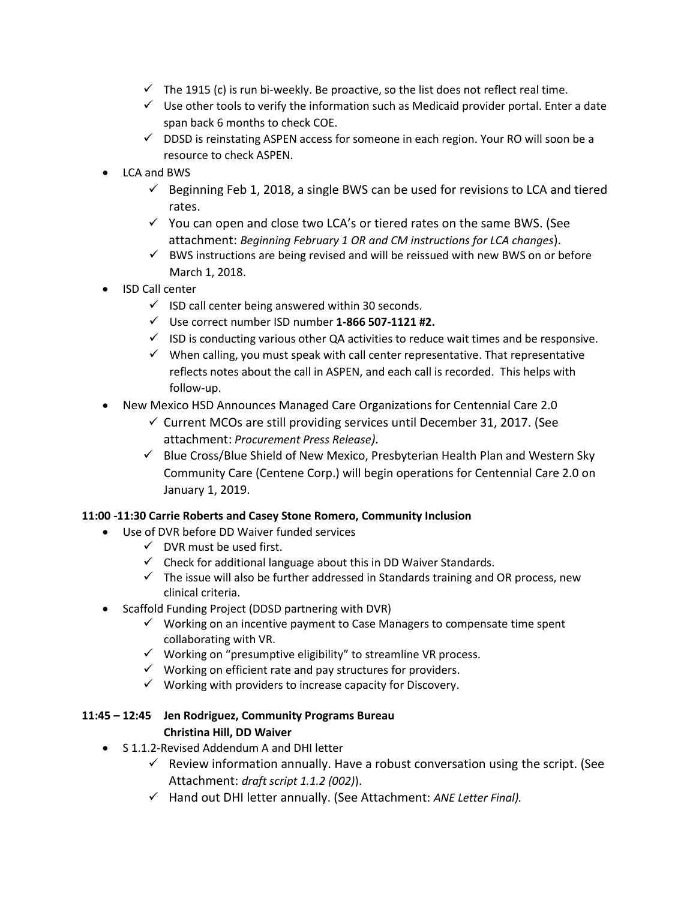- ✓ The 1915 (c) is run bi-weekly. Be proactive, so the list does not reflect real time.
- ✓ Use other tools to verify the information such as Medicaid provider portal. Enter a date span back 6 months to check COE.
- ✓ DDSD is reinstating ASPEN access for someone in each region. Your RO will soon be a resource to check ASPEN.

- LCA and BWS
  - ✓ Beginning Feb 1, 2018, a single BWS can be used for revisions to LCA and tiered rates.
  - ✓ You can open and close two LCA's or tiered rates on the same BWS. (See attachment: *Beginning February 1 OR and CM instructions for LCA changes*).
  - ✓ BWS instructions are being revised and will be reissued with new BWS on or before March 1, 2018.
- ISD Call center
  - ✓ ISD call center being answered within 30 seconds.
  - ✓ Use correct number ISD number **1-866 507-1121 #2.**
  - ✓ ISD is conducting various other QA activities to reduce wait times and be responsive.
  - ✓ When calling, you must speak with call center representative. That representative reflects notes about the call in ASPEN, and each call is recorded. This helps with follow-up.
- New Mexico HSD Announces Managed Care Organizations for Centennial Care 2.0
  - ✓ Current MCOs are still providing services until December 31, 2017. (See attachment: *Procurement Press Release).*
  - ✓ Blue Cross/Blue Shield of New Mexico, Presbyterian Health Plan and Western Sky Community Care (Centene Corp.) will begin operations for Centennial Care 2.0 on January 1, 2019.

**11:00 -11:30 Carrie Roberts and Casey Stone Romero, Community Inclusion**

- Use of DVR before DD Waiver funded services
  - ✓ DVR must be used first.
  - ✓ Check for additional language about this in DD Waiver Standards.
  - ✓ The issue will also be further addressed in Standards training and OR process, new clinical criteria.
- Scaffold Funding Project (DDSD partnering with DVR)
  - ✓ Working on an incentive payment to Case Managers to compensate time spent collaborating with VR.
  - ✓ Working on "presumptive eligibility" to streamline VR process.
  - ✓ Working on efficient rate and pay structures for providers.
  - ✓ Working with providers to increase capacity for Discovery.

**11:45 – 12:45 Jen Rodriguez, Community Programs Bureau**
**Christina Hill, DD Waiver**

- S 1.1.2-Revised Addendum A and DHI letter
  - ✓ Review information annually. Have a robust conversation using the script. (See Attachment: *draft script 1.1.2 (002)*).
  - ✓ Hand out DHI letter annually. (See Attachment: *ANE Letter Final).*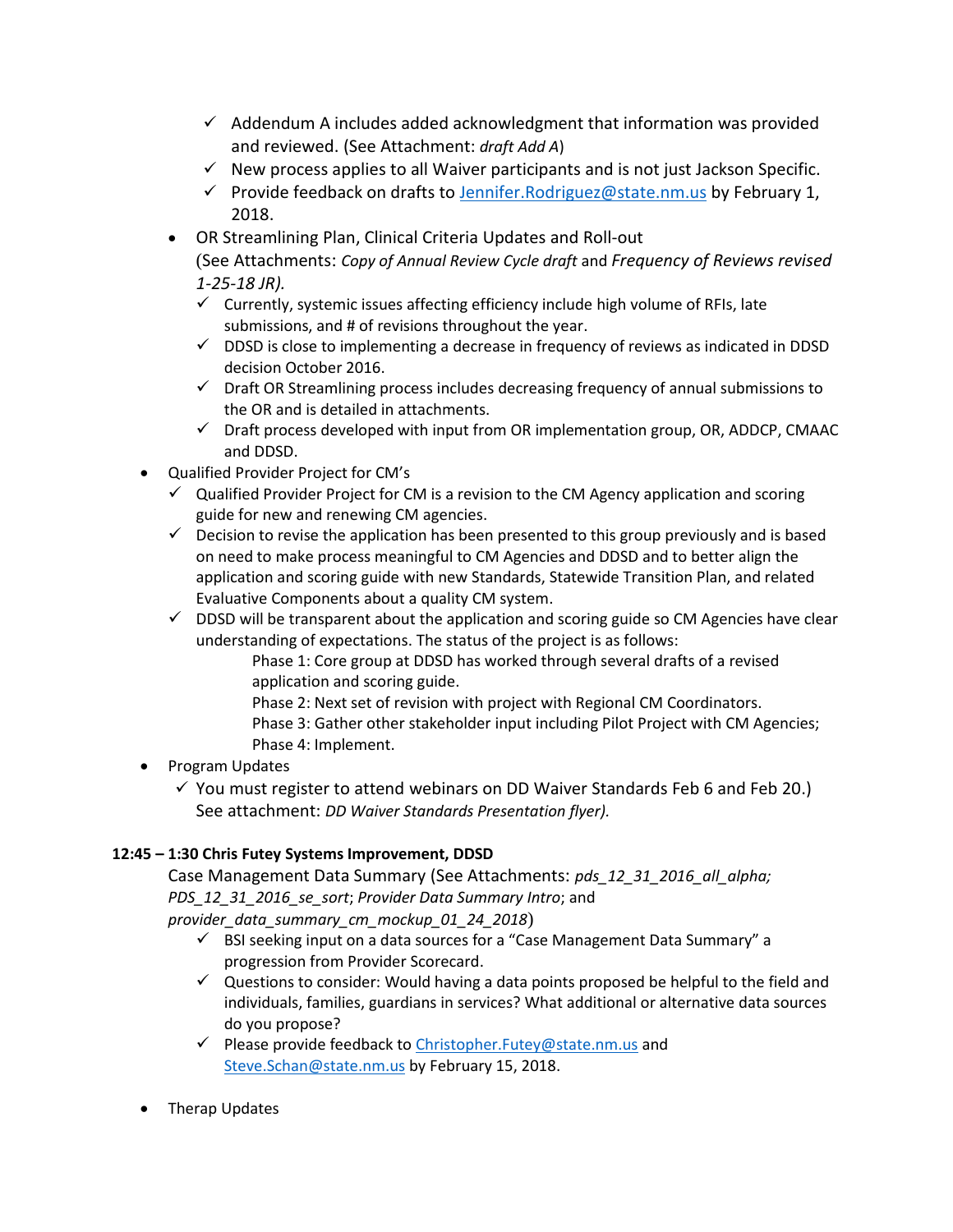- ✓ Addendum A includes added acknowledgment that information was provided and reviewed. (See Attachment: *draft Add A*)
    - ✓ New process applies to all Waiver participants and is not just Jackson Specific.
    - ✓ Provide feedback on drafts to [Jennifer.Rodriguez@state.nm.us](mailto:Jennifer.Rodriguez@state.nm.us) by February 1, 2018.
  - OR Streamlining Plan, Clinical Criteria Updates and Roll-out
    (See Attachments: *Copy of Annual Review Cycle draft* and *Frequency of Reviews revised 1-25-18 JR).*
    - ✓ Currently, systemic issues affecting efficiency include high volume of RFIs, late submissions, and # of revisions throughout the year.
    - ✓ DDSD is close to implementing a decrease in frequency of reviews as indicated in DDSD decision October 2016.
    - ✓ Draft OR Streamlining process includes decreasing frequency of annual submissions to the OR and is detailed in attachments.
    - ✓ Draft process developed with input from OR implementation group, OR, ADDCP, CMAAC and DDSD.
- Qualified Provider Project for CM's
  - ✓ Qualified Provider Project for CM is a revision to the CM Agency application and scoring guide for new and renewing CM agencies.
  - ✓ Decision to revise the application has been presented to this group previously and is based on need to make process meaningful to CM Agencies and DDSD and to better align the application and scoring guide with new Standards, Statewide Transition Plan, and related Evaluative Components about a quality CM system.
  - ✓ DDSD will be transparent about the application and scoring guide so CM Agencies have clear understanding of expectations. The status of the project is as follows:

    Phase 1: Core group at DDSD has worked through several drafts of a revised application and scoring guide.

    Phase 2: Next set of revision with project with Regional CM Coordinators.

    Phase 3: Gather other stakeholder input including Pilot Project with CM Agencies;

    Phase 4: Implement.
- Program Updates
  - ✓ You must register to attend webinars on DD Waiver Standards Feb 6 and Feb 20.) See attachment: *DD Waiver Standards Presentation flyer).*

**12:45 – 1:30 Chris Futey Systems Improvement, DDSD**

Case Management Data Summary (See Attachments: *pds_12_31_2016_all_alpha; PDS_12_31_2016_se_sort*; *Provider Data Summary Intro*; and *provider_data_summary_cm_mockup_01_24_2018*)

- ✓ BSI seeking input on a data sources for a "Case Management Data Summary" a progression from Provider Scorecard.
- ✓ Questions to consider: Would having a data points proposed be helpful to the field and individuals, families, guardians in services? What additional or alternative data sources do you propose?
- ✓ Please provide feedback to [Christopher.Futey@state.nm.us](mailto:Christopher.Futey@state.nm.us) and [Steve.Schan@state.nm.us](mailto:Steve.Schan@state.nm.us) by February 15, 2018.

- Therap Updates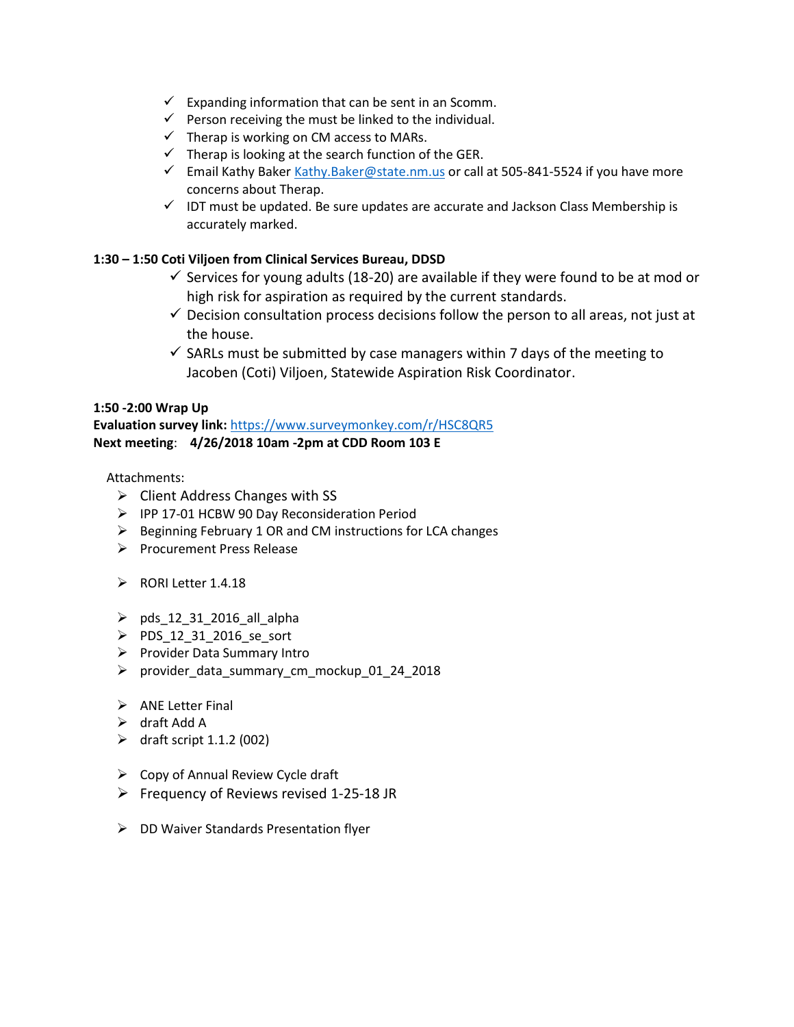- ✓ Expanding information that can be sent in an Scomm.
- ✓ Person receiving the must be linked to the individual.
- ✓ Therap is working on CM access to MARs.
- ✓ Therap is looking at the search function of the GER.
- ✓ Email Kathy Baker [Kathy.Baker@state.nm.us](mailto:Kathy.Baker@state.nm.us) or call at 505-841-5524 if you have more concerns about Therap.
- ✓ IDT must be updated. Be sure updates are accurate and Jackson Class Membership is accurately marked.

**1:30 – 1:50 Coti Viljoen from Clinical Services Bureau, DDSD**

- ✓ Services for young adults (18-20) are available if they were found to be at mod or high risk for aspiration as required by the current standards.
- ✓ Decision consultation process decisions follow the person to all areas, not just at the house.
- ✓ SARLs must be submitted by case managers within 7 days of the meeting to Jacoben (Coti) Viljoen, Statewide Aspiration Risk Coordinator.

**1:50 -2:00 Wrap Up**
**Evaluation survey link:** [https://www.surveymonkey.com/r/HSC8QR5](https://www.surveymonkey.com/r/HSC8QR5)
**Next meeting**: **4/26/2018 10am -2pm at CDD Room 103 E**

Attachments:

- ➢ Client Address Changes with SS
- ➢ IPP 17-01 HCBW 90 Day Reconsideration Period
- ➢ Beginning February 1 OR and CM instructions for LCA changes
- ➢ Procurement Press Release

- ➢ RORI Letter 1.4.18

- ➢ pds_12_31_2016_all_alpha
- ➢ PDS_12_31_2016_se_sort
- ➢ Provider Data Summary Intro
- ➢ provider_data_summary_cm_mockup_01_24_2018

- ➢ ANE Letter Final
- ➢ draft Add A
- ➢ draft script 1.1.2 (002)

- ➢ Copy of Annual Review Cycle draft
- ➢ Frequency of Reviews revised 1-25-18 JR

- ➢ DD Waiver Standards Presentation flyer